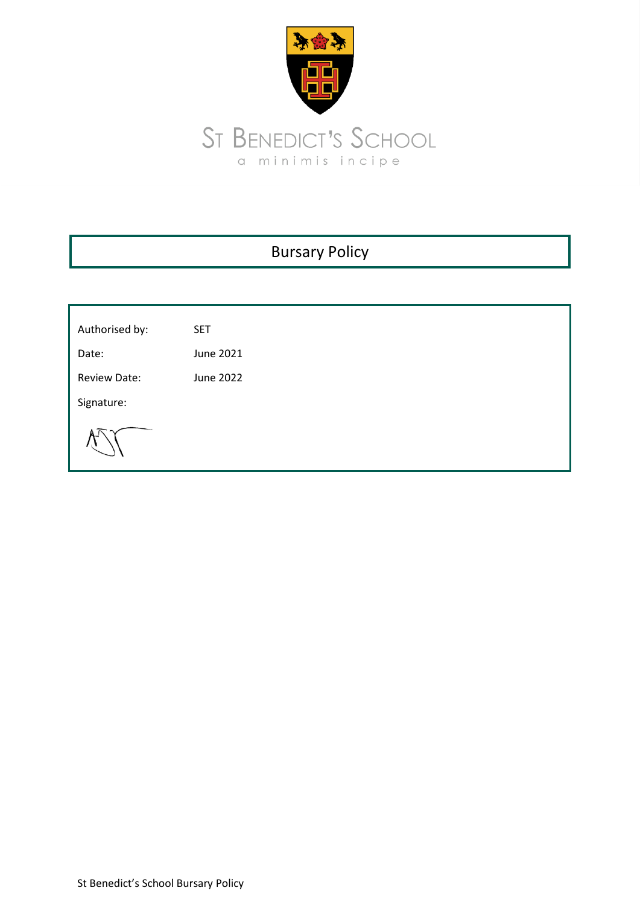# St Benedict's School

a minimis incipe

## Bursary Policy

| | |
|---|---|
| Authorised by: | SET |
| Date: | June 2021 |
| Review Date: | June 2022 |
| Signature: | |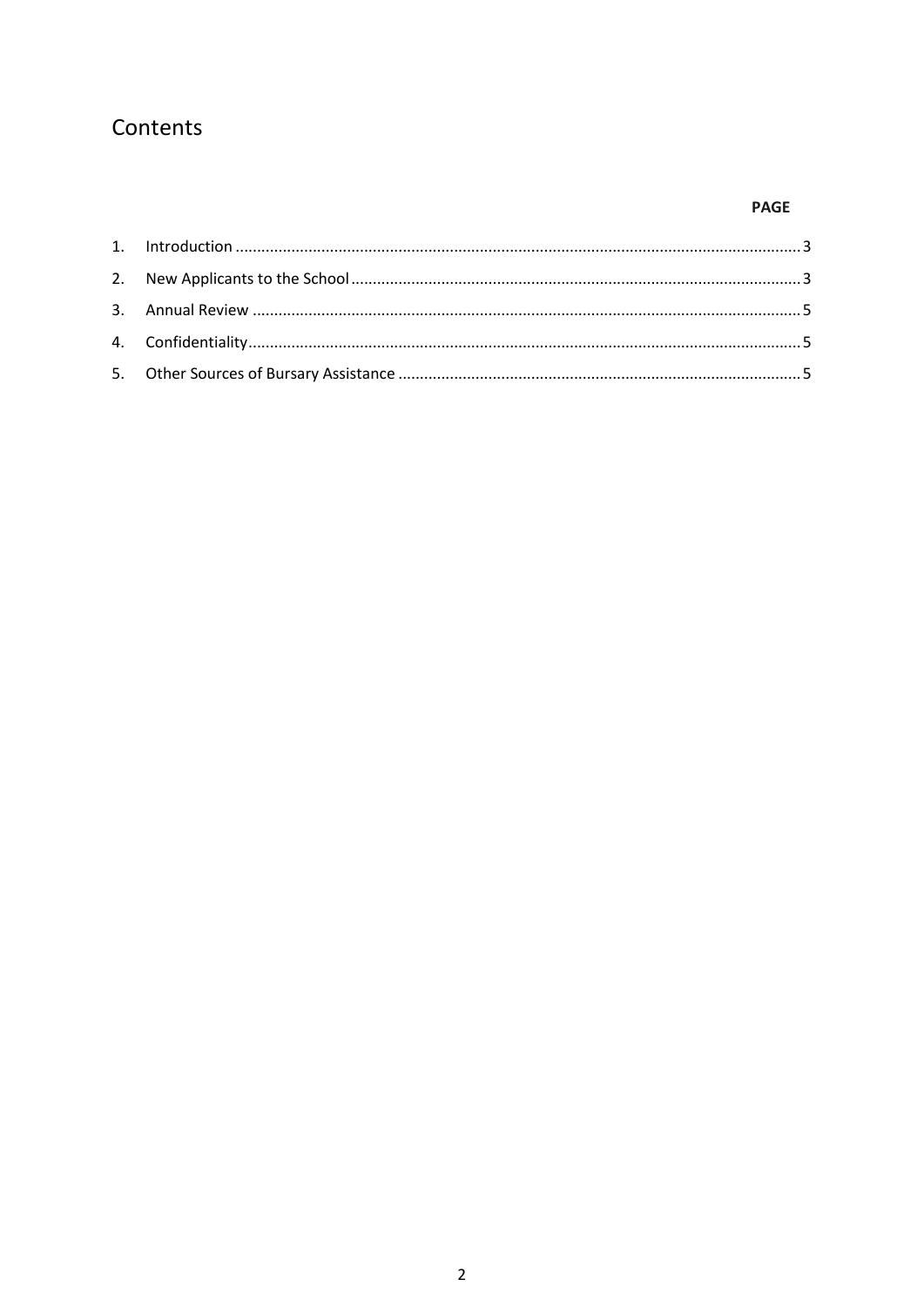# Contents

| | | PAGE |
|---|---|---|
| 1. | Introduction | 3 |
| 2. | New Applicants to the School | 3 |
| 3. | Annual Review | 5 |
| 4. | Confidentiality | 5 |
| 5. | Other Sources of Bursary Assistance | 5 |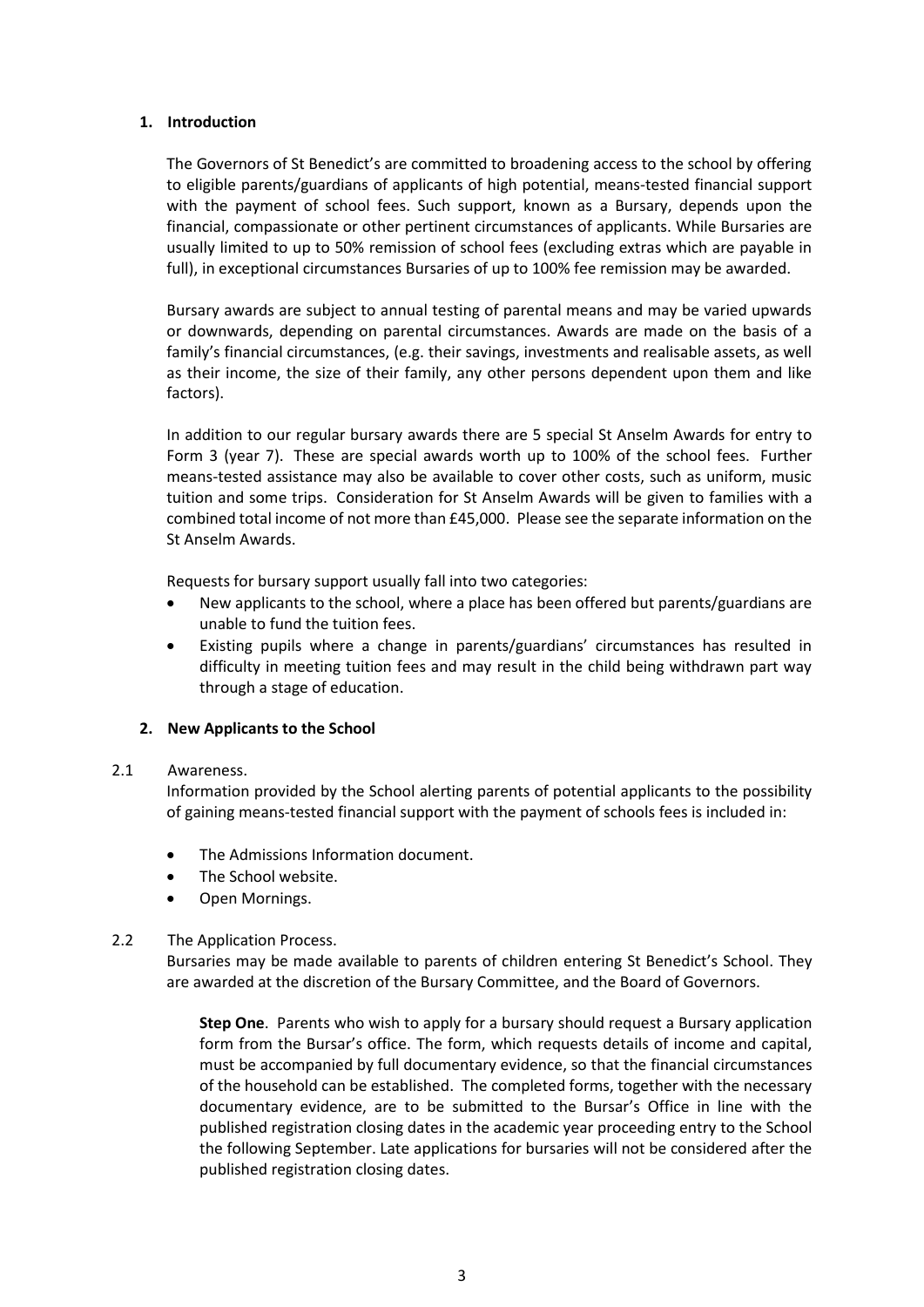## 1. Introduction

The Governors of St Benedict's are committed to broadening access to the school by offering to eligible parents/guardians of applicants of high potential, means-tested financial support with the payment of school fees. Such support, known as a Bursary, depends upon the financial, compassionate or other pertinent circumstances of applicants. While Bursaries are usually limited to up to 50% remission of school fees (excluding extras which are payable in full), in exceptional circumstances Bursaries of up to 100% fee remission may be awarded.

Bursary awards are subject to annual testing of parental means and may be varied upwards or downwards, depending on parental circumstances. Awards are made on the basis of a family's financial circumstances, (e.g. their savings, investments and realisable assets, as well as their income, the size of their family, any other persons dependent upon them and like factors).

In addition to our regular bursary awards there are 5 special St Anselm Awards for entry to Form 3 (year 7). These are special awards worth up to 100% of the school fees. Further means-tested assistance may also be available to cover other costs, such as uniform, music tuition and some trips. Consideration for St Anselm Awards will be given to families with a combined total income of not more than £45,000. Please see the separate information on the St Anselm Awards.

Requests for bursary support usually fall into two categories:

- New applicants to the school, where a place has been offered but parents/guardians are unable to fund the tuition fees.
- Existing pupils where a change in parents/guardians' circumstances has resulted in difficulty in meeting tuition fees and may result in the child being withdrawn part way through a stage of education.

## 2. New Applicants to the School

2.1 Awareness.

Information provided by the School alerting parents of potential applicants to the possibility of gaining means-tested financial support with the payment of schools fees is included in:

- The Admissions Information document.
- The School website.
- Open Mornings.

2.2 The Application Process.

Bursaries may be made available to parents of children entering St Benedict's School. They are awarded at the discretion of the Bursary Committee, and the Board of Governors.

**Step One**. Parents who wish to apply for a bursary should request a Bursary application form from the Bursar's office. The form, which requests details of income and capital, must be accompanied by full documentary evidence, so that the financial circumstances of the household can be established. The completed forms, together with the necessary documentary evidence, are to be submitted to the Bursar's Office in line with the published registration closing dates in the academic year proceeding entry to the School the following September. Late applications for bursaries will not be considered after the published registration closing dates.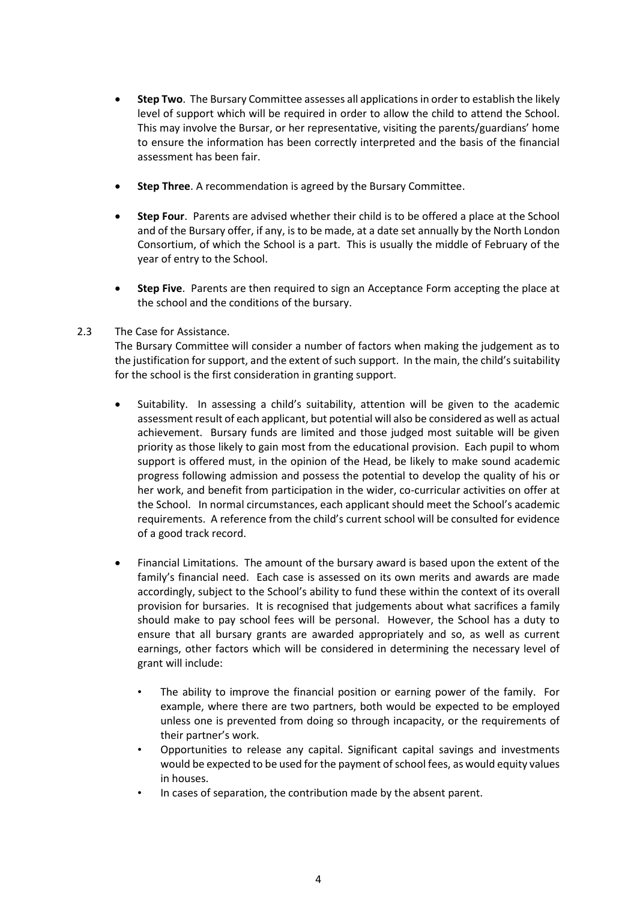- **Step Two**. The Bursary Committee assesses all applications in order to establish the likely level of support which will be required in order to allow the child to attend the School. This may involve the Bursar, or her representative, visiting the parents/guardians' home to ensure the information has been correctly interpreted and the basis of the financial assessment has been fair.

- **Step Three**. A recommendation is agreed by the Bursary Committee.

- **Step Four**. Parents are advised whether their child is to be offered a place at the School and of the Bursary offer, if any, is to be made, at a date set annually by the North London Consortium, of which the School is a part. This is usually the middle of February of the year of entry to the School.

- **Step Five**. Parents are then required to sign an Acceptance Form accepting the place at the school and the conditions of the bursary.

2.3 The Case for Assistance.

The Bursary Committee will consider a number of factors when making the judgement as to the justification for support, and the extent of such support. In the main, the child's suitability for the school is the first consideration in granting support.

- Suitability. In assessing a child's suitability, attention will be given to the academic assessment result of each applicant, but potential will also be considered as well as actual achievement. Bursary funds are limited and those judged most suitable will be given priority as those likely to gain most from the educational provision. Each pupil to whom support is offered must, in the opinion of the Head, be likely to make sound academic progress following admission and possess the potential to develop the quality of his or her work, and benefit from participation in the wider, co-curricular activities on offer at the School. In normal circumstances, each applicant should meet the School's academic requirements. A reference from the child's current school will be consulted for evidence of a good track record.

- Financial Limitations. The amount of the bursary award is based upon the extent of the family's financial need. Each case is assessed on its own merits and awards are made accordingly, subject to the School's ability to fund these within the context of its overall provision for bursaries. It is recognised that judgements about what sacrifices a family should make to pay school fees will be personal. However, the School has a duty to ensure that all bursary grants are awarded appropriately and so, as well as current earnings, other factors which will be considered in determining the necessary level of grant will include:

  - The ability to improve the financial position or earning power of the family. For example, where there are two partners, both would be expected to be employed unless one is prevented from doing so through incapacity, or the requirements of their partner's work.
  - Opportunities to release any capital. Significant capital savings and investments would be expected to be used for the payment of school fees, as would equity values in houses.
  - In cases of separation, the contribution made by the absent parent.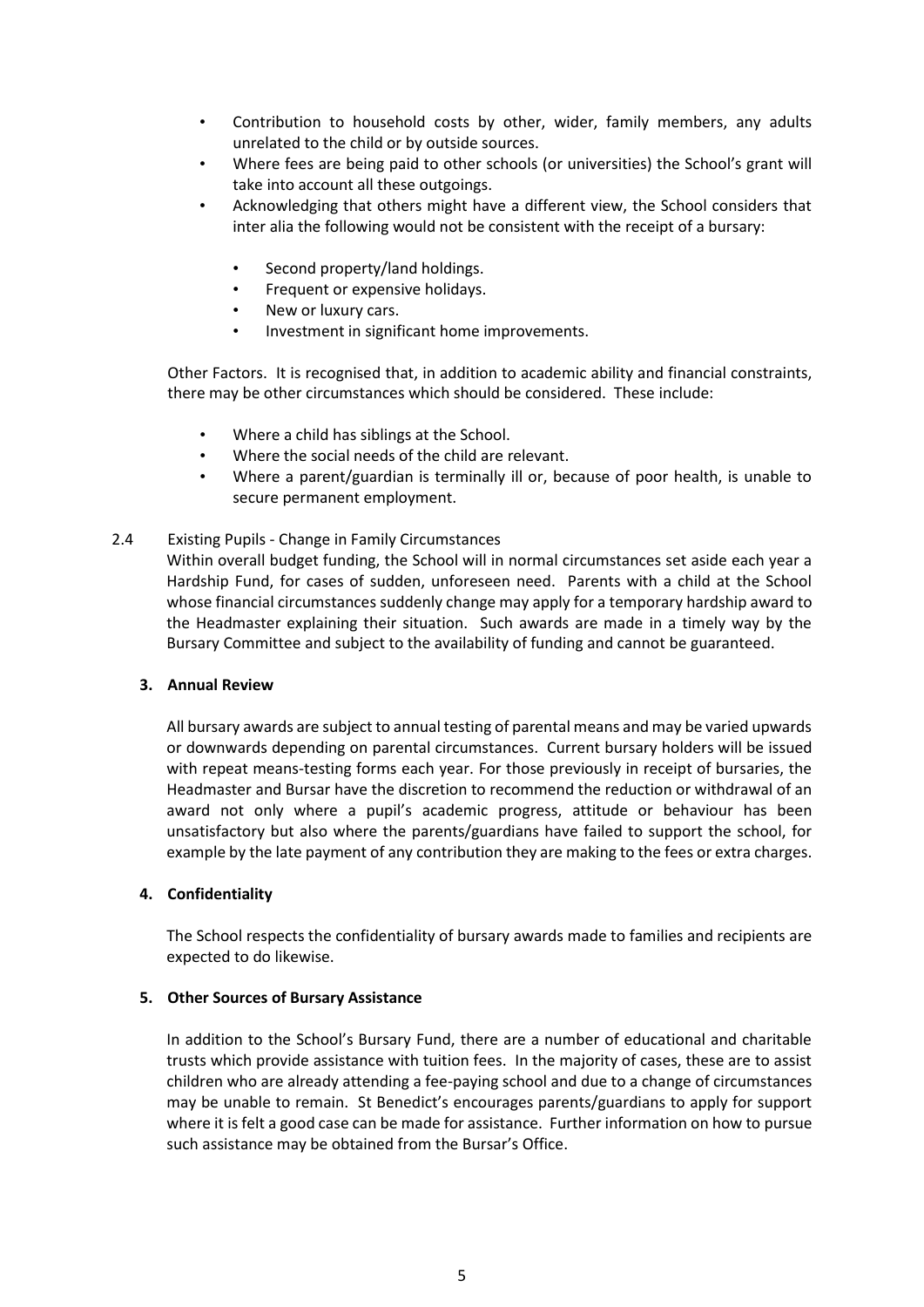- Contribution to household costs by other, wider, family members, any adults unrelated to the child or by outside sources.
- Where fees are being paid to other schools (or universities) the School's grant will take into account all these outgoings.
- Acknowledging that others might have a different view, the School considers that inter alia the following would not be consistent with the receipt of a bursary:
    - Second property/land holdings.
    - Frequent or expensive holidays.
    - New or luxury cars.
    - Investment in significant home improvements.

Other Factors. It is recognised that, in addition to academic ability and financial constraints, there may be other circumstances which should be considered. These include:

- Where a child has siblings at the School.
- Where the social needs of the child are relevant.
- Where a parent/guardian is terminally ill or, because of poor health, is unable to secure permanent employment.

2.4 Existing Pupils - Change in Family Circumstances

Within overall budget funding, the School will in normal circumstances set aside each year a Hardship Fund, for cases of sudden, unforeseen need. Parents with a child at the School whose financial circumstances suddenly change may apply for a temporary hardship award to the Headmaster explaining their situation. Such awards are made in a timely way by the Bursary Committee and subject to the availability of funding and cannot be guaranteed.

### 3. Annual Review

All bursary awards are subject to annual testing of parental means and may be varied upwards or downwards depending on parental circumstances. Current bursary holders will be issued with repeat means-testing forms each year. For those previously in receipt of bursaries, the Headmaster and Bursar have the discretion to recommend the reduction or withdrawal of an award not only where a pupil's academic progress, attitude or behaviour has been unsatisfactory but also where the parents/guardians have failed to support the school, for example by the late payment of any contribution they are making to the fees or extra charges.

### 4. Confidentiality

The School respects the confidentiality of bursary awards made to families and recipients are expected to do likewise.

### 5. Other Sources of Bursary Assistance

In addition to the School's Bursary Fund, there are a number of educational and charitable trusts which provide assistance with tuition fees. In the majority of cases, these are to assist children who are already attending a fee-paying school and due to a change of circumstances may be unable to remain. St Benedict's encourages parents/guardians to apply for support where it is felt a good case can be made for assistance. Further information on how to pursue such assistance may be obtained from the Bursar's Office.